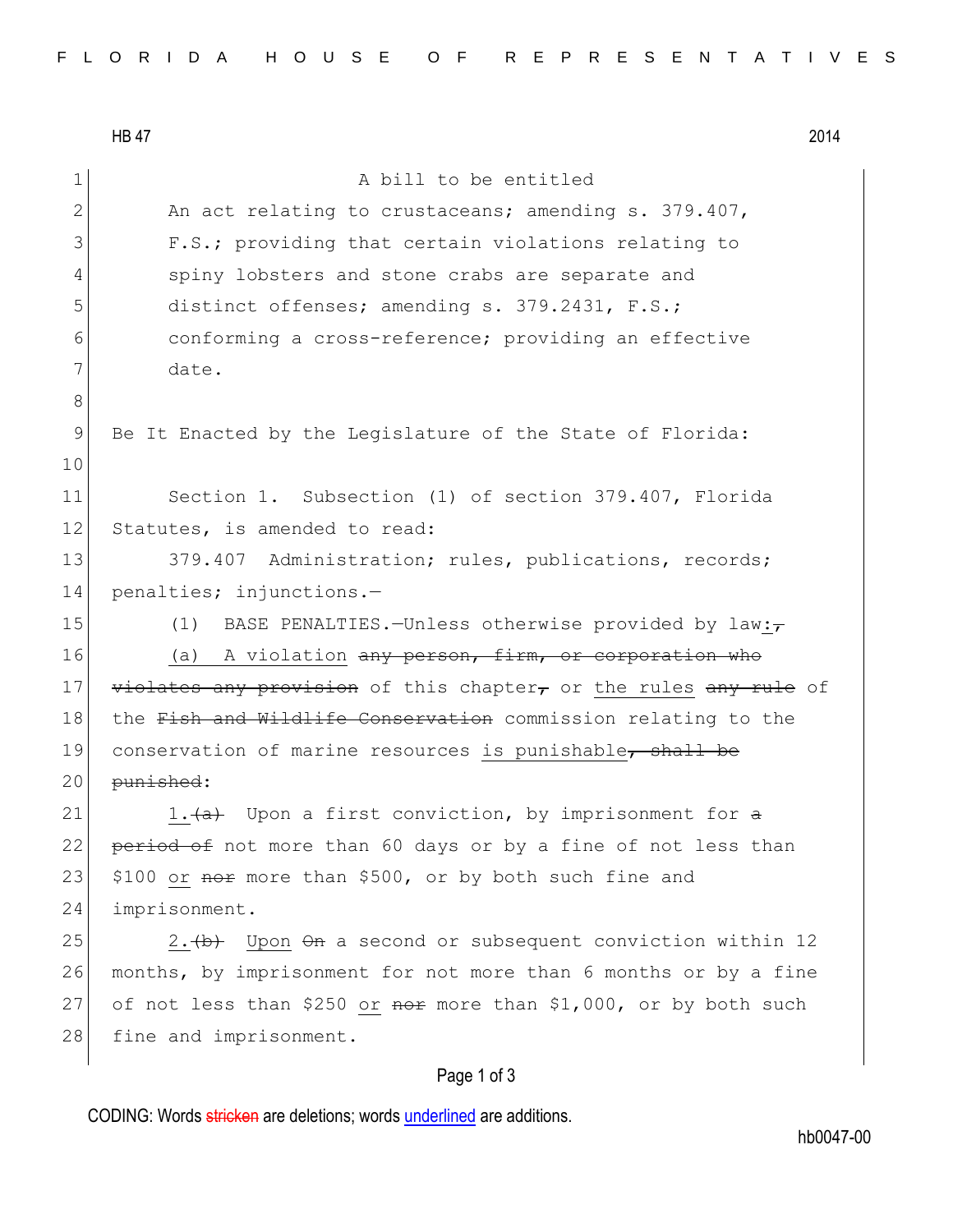HB 47 2014

A bill to be entitled

An act relating to crustaceans; amending s. 379.407, F.S.; providing that certain violations relating to spiny lobsters and stone crabs are separate and distinct offenses; amending s. 379.2431, F.S.; conforming a cross-reference; providing an effective date.

Be It Enacted by the Legislature of the State of Florida:

Section 1. Subsection (1) of section 379.407, Florida Statutes, is amended to read:

379.407 Administration; rules, publications, records; penalties; injunctions.—

(1) BASE PENALTIES.—Unless otherwise provided by law:~~,~~

(a) A violation ~~any person, firm, or corporation who violates any provision~~ of this chapter~~,~~ or the rules ~~any rule~~ of the ~~Fish and Wildlife Conservation~~ commission relating to the conservation of marine resources is punishable~~, shall be punished~~:

1.~~(a)~~ Upon a first conviction, by imprisonment for ~~a period of~~ not more than 60 days or by a fine of not less than $100 or ~~nor~~ more than $500, or by both such fine and imprisonment.

2.~~(b)~~ Upon ~~On~~ a second or subsequent conviction within 12 months, by imprisonment for not more than 6 months or by a fine of not less than $250 or ~~nor~~ more than $1,000, or by both such fine and imprisonment.

CODING: Words ~~stricken~~ are deletions; words underlined are additions.

hb0047-00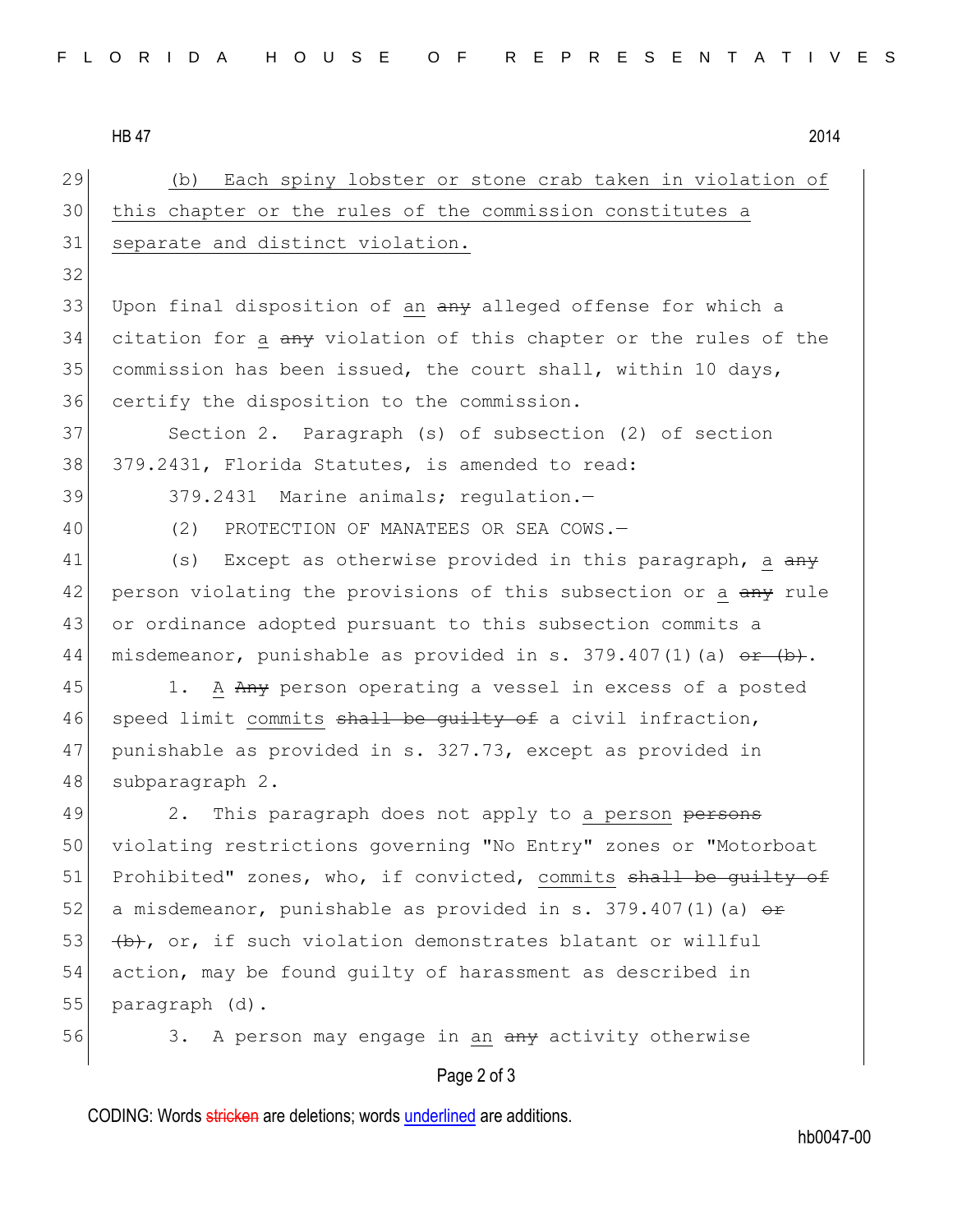(b) Each spiny lobster or stone crab taken in violation of this chapter or the rules of the commission constitutes a separate and distinct violation.

Upon final disposition of an ~~any~~ alleged offense for which a citation for a ~~any~~ violation of this chapter or the rules of the commission has been issued, the court shall, within 10 days, certify the disposition to the commission.

Section 2. Paragraph (s) of subsection (2) of section 379.2431, Florida Statutes, is amended to read:

379.2431 Marine animals; regulation.—

(2) PROTECTION OF MANATEES OR SEA COWS.—

(s) Except as otherwise provided in this paragraph, a ~~any~~ person violating the provisions of this subsection or a ~~any~~ rule or ordinance adopted pursuant to this subsection commits a misdemeanor, punishable as provided in s. 379.407(1)(a) ~~or (b)~~.

1. A ~~Any~~ person operating a vessel in excess of a posted speed limit commits ~~shall be guilty of~~ a civil infraction, punishable as provided in s. 327.73, except as provided in subparagraph 2.

2. This paragraph does not apply to a person ~~persons~~ violating restrictions governing "No Entry" zones or "Motorboat Prohibited" zones, who, if convicted, commits ~~shall be guilty of~~ a misdemeanor, punishable as provided in s. 379.407(1)(a) ~~or (b)~~, or, if such violation demonstrates blatant or willful action, may be found guilty of harassment as described in paragraph (d).

3. A person may engage in an ~~any~~ activity otherwise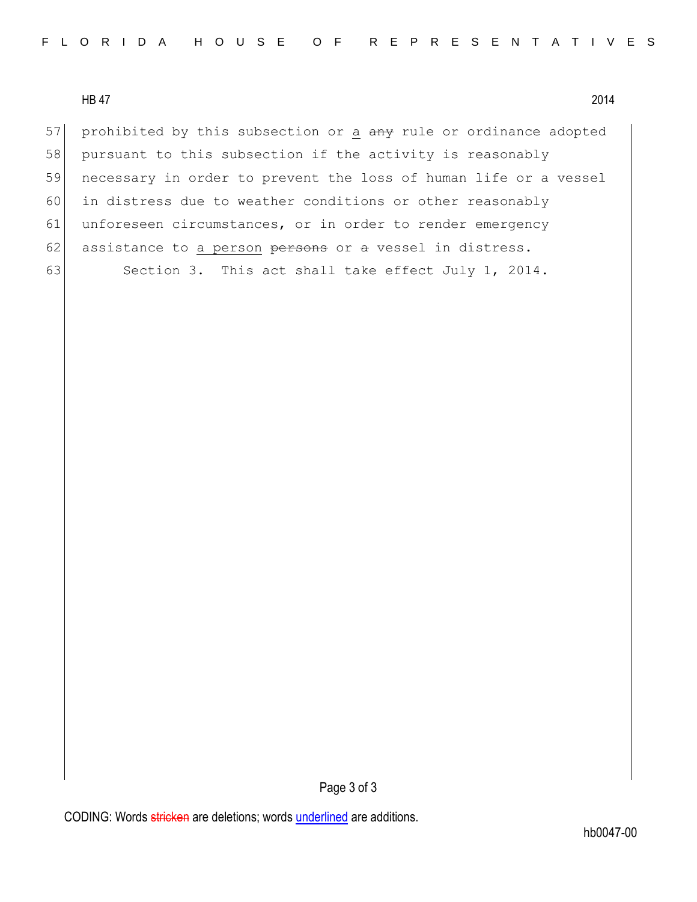57 prohibited by this subsection or <u>a</u> ~~any~~ rule or ordinance adopted
58 pursuant to this subsection if the activity is reasonably
59 necessary in order to prevent the loss of human life or a vessel
60 in distress due to weather conditions or other reasonably
61 unforeseen circumstances, or in order to render emergency
62 assistance to <u>a person</u> ~~persons~~ or ~~a~~ vessel in distress.
63 Section 3. This act shall take effect July 1, 2014.

CODING: Words ~~stricken~~ are deletions; words <u>underlined</u> are additions.